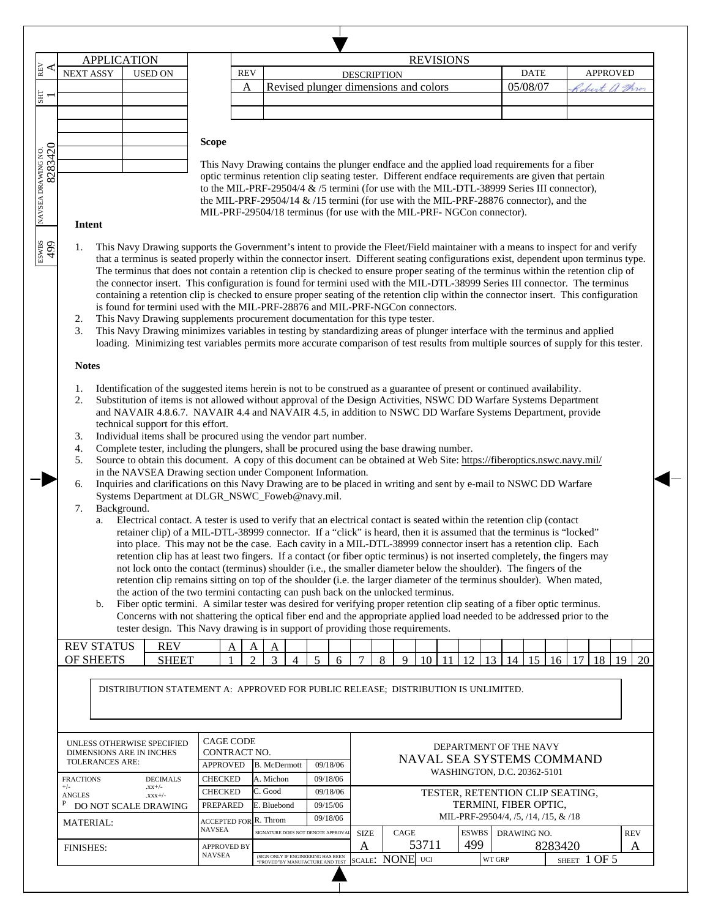| APPLICATION | |
|---|---|
| NEXT ASSY | USED ON |
| | |

| REVISIONS | | | |
|---|---|---|---|
| REV | DESCRIPTION | DATE | APPROVED |
| A | Revised plunger dimensions and colors | 05/08/07 | Robert A Throm |

REV A | SHT 1 | NAVSEA DRAWING NO. 8283420 | ESWBS 499

## Scope

This Navy Drawing contains the plunger endface and the applied load requirements for a fiber optic terminus retention clip seating tester. Different endface requirements are given that pertain to the MIL-PRF-29504/4 & /5 termini (for use with the MIL-DTL-38999 Series III connector), the MIL-PRF-29504/14 & /15 termini (for use with the MIL-PRF-28876 connector), and the MIL-PRF-29504/18 terminus (for use with the MIL-PRF- NGCon connector).

## Intent

1. This Navy Drawing supports the Government's intent to provide the Fleet/Field maintainer with a means to inspect for and verify that a terminus is seated properly within the connector insert. Different seating configurations exist, dependent upon terminus type. The terminus that does not contain a retention clip is checked to ensure proper seating of the terminus within the retention clip of the connector insert. This configuration is found for termini used with the MIL-DTL-38999 Series III connector. The terminus containing a retention clip is checked to ensure proper seating of the retention clip within the connector insert. This configuration is found for termini used with the MIL-PRF-28876 and MIL-PRF-NGCon connectors.
2. This Navy Drawing supplements procurement documentation for this type tester.
3. This Navy Drawing minimizes variables in testing by standardizing areas of plunger interface with the terminus and applied loading. Minimizing test variables permits more accurate comparison of test results from multiple sources of supply for this tester.

## Notes

1. Identification of the suggested items herein is not to be construed as a guarantee of present or continued availability.
2. Substitution of items is not allowed without approval of the Design Activities, NSWC DD Warfare Systems Department and NAVAIR 4.8.6.7. NAVAIR 4.4 and NAVAIR 4.5, in addition to NSWC DD Warfare Systems Department, provide technical support for this effort.
3. Individual items shall be procured using the vendor part number.
4. Complete tester, including the plungers, shall be procured using the base drawing number.
5. Source to obtain this document. A copy of this document can be obtained at Web Site: https://fiberoptics.nswc.navy.mil/ in the NAVSEA Drawing section under Component Information.
6. Inquiries and clarifications on this Navy Drawing are to be placed in writing and sent by e-mail to NSWC DD Warfare Systems Department at DLGR_NSWC_Foweb@navy.mil.
7. Background.
   a. Electrical contact. A tester is used to verify that an electrical contact is seated within the retention clip (contact retainer clip) of a MIL-DTL-38999 connector. If a "click" is heard, then it is assumed that the terminus is "locked" into place. This may not be the case. Each cavity in a MIL-DTL-38999 connector insert has a retention clip. Each retention clip has at least two fingers. If a contact (or fiber optic terminus) is not inserted completely, the fingers may not lock onto the contact (terminus) shoulder (i.e., the smaller diameter below the shoulder). The fingers of the retention clip remains sitting on top of the shoulder (i.e. the larger diameter of the terminus shoulder). When mated, the action of the two termini contacting can push back on the unlocked terminus.
   b. Fiber optic termini. A similar tester was desired for verifying proper retention clip seating of a fiber optic terminus. Concerns with not shattering the optical fiber end and the appropriate applied load needed to be addressed prior to the tester design. This Navy drawing is in support of providing those requirements.

| REV STATUS | REV | A | A | A | | | | | | | | | | | | | | | | | |
|---|---|---|---|---|---|---|---|---|---|---|---|---|---|---|---|---|---|---|---|---|---|
| OF SHEETS | SHEET | 1 | 2 | 3 | 4 | 5 | 6 | 7 | 8 | 9 | 10 | 11 | 12 | 13 | 14 | 15 | 16 | 17 | 18 | 19 | 20 |

DISTRIBUTION STATEMENT A: APPROVED FOR PUBLIC RELEASE; DISTRIBUTION IS UNLIMITED.

| UNLESS OTHERWISE SPECIFIED DIMENSIONS ARE IN INCHES TOLERANCES ARE: | CAGE CODE CONTRACT NO. | | | DEPARTMENT OF THE NAVY NAVAL SEA SYSTEMS COMMAND WASHINGTON, D.C. 20362-5101 |
|---|---|---|---|---|
| | APPROVED | B. McDermott | 09/18/06 | |
| FRACTIONS +/- ; DECIMALS .xx+/- .xxx+/- ; ANGLES | CHECKED | A. Michon | 09/18/06 | |
| | CHECKED | C. Good | 09/18/06 | TESTER, RETENTION CLIP SEATING, TERMINI, FIBER OPTIC, MIL-PRF-29504/4, /5, /14, /15, & /18 |
| DO NOT SCALE DRAWING | PREPARED | E. Bluebond | 09/15/06 | |
| MATERIAL: | ACCEPTED FOR NAVSEA | R. Throm | 09/18/06 | |
| | | SIGNATURE DOES NOT DENOTE APPROVAL | | SIZE A · CAGE 53711 · ESWBS 499 · DRAWING NO. 8283420 · REV A |
| FINISHES: | APPROVED BY NAVSEA | (SIGN ONLY IF ENGINEERING HAS BEEN "PROVED" BY MANUFACTURE AND TEST | | SCALE: NONE · UCI · WT GRP · SHEET 1 OF 5 |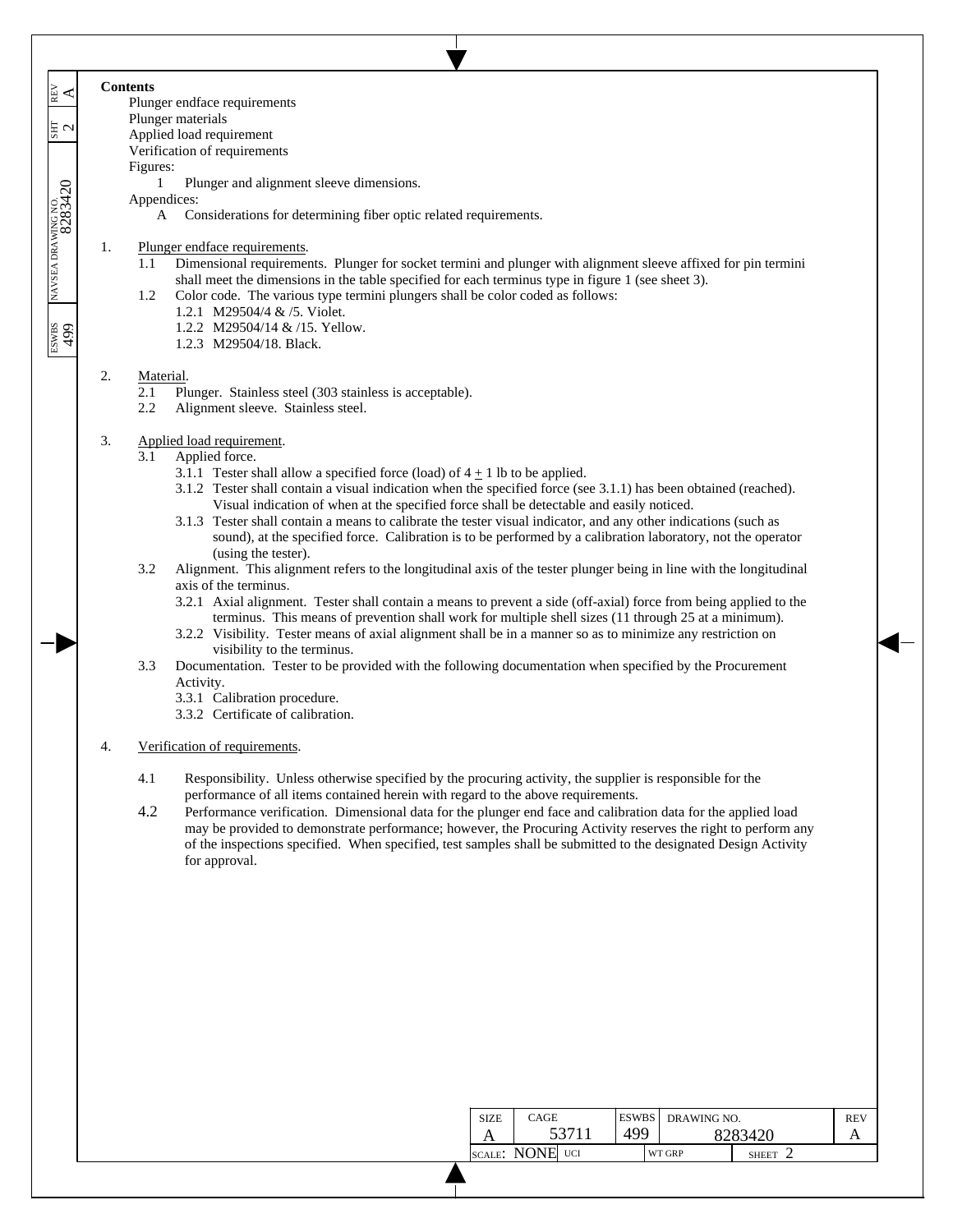**Contents**

- Plunger endface requirements
- Plunger materials
- Applied load requirement
- Verification of requirements
- Figures:
  - 1 Plunger and alignment sleeve dimensions.
- Appendices:
  - A Considerations for determining fiber optic related requirements.

1. Plunger endface requirements.
   - 1.1 Dimensional requirements. Plunger for socket termini and plunger with alignment sleeve affixed for pin termini shall meet the dimensions in the table specified for each terminus type in figure 1 (see sheet 3).
   - 1.2 Color code. The various type termini plungers shall be color coded as follows:
     - 1.2.1 M29504/4 & /5. Violet.
     - 1.2.2 M29504/14 & /15. Yellow.
     - 1.2.3 M29504/18. Black.

2. Material.
   - 2.1 Plunger. Stainless steel (303 stainless is acceptable).
   - 2.2 Alignment sleeve. Stainless steel.

3. Applied load requirement.
   - 3.1 Applied force.
     - 3.1.1 Tester shall allow a specified force (load) of $4 \pm 1$ lb to be applied.
     - 3.1.2 Tester shall contain a visual indication when the specified force (see 3.1.1) has been obtained (reached). Visual indication of when at the specified force shall be detectable and easily noticed.
     - 3.1.3 Tester shall contain a means to calibrate the tester visual indicator, and any other indications (such as sound), at the specified force. Calibration is to be performed by a calibration laboratory, not the operator (using the tester).
   - 3.2 Alignment. This alignment refers to the longitudinal axis of the tester plunger being in line with the longitudinal axis of the terminus.
     - 3.2.1 Axial alignment. Tester shall contain a means to prevent a side (off-axial) force from being applied to the terminus. This means of prevention shall work for multiple shell sizes (11 through 25 at a minimum).
     - 3.2.2 Visibility. Tester means of axial alignment shall be in a manner so as to minimize any restriction on visibility to the terminus.
   - 3.3 Documentation. Tester to be provided with the following documentation when specified by the Procurement Activity.
     - 3.3.1 Calibration procedure.
     - 3.3.2 Certificate of calibration.

4. Verification of requirements.
   - 4.1 Responsibility. Unless otherwise specified by the procuring activity, the supplier is responsible for the performance of all items contained herein with regard to the above requirements.
   - 4.2 Performance verification. Dimensional data for the plunger end face and calibration data for the applied load may be provided to demonstrate performance; however, the Procuring Activity reserves the right to perform any of the inspections specified. When specified, test samples shall be submitted to the designated Design Activity for approval.

| SIZE | CAGE | ESWBS | DRAWING NO. | REV |
|---|---|---|---|---|
| A | 53711 | 499 | 8283420 | A |
| SCALE: NONE | UCI | | WT GRP | SHEET 2 |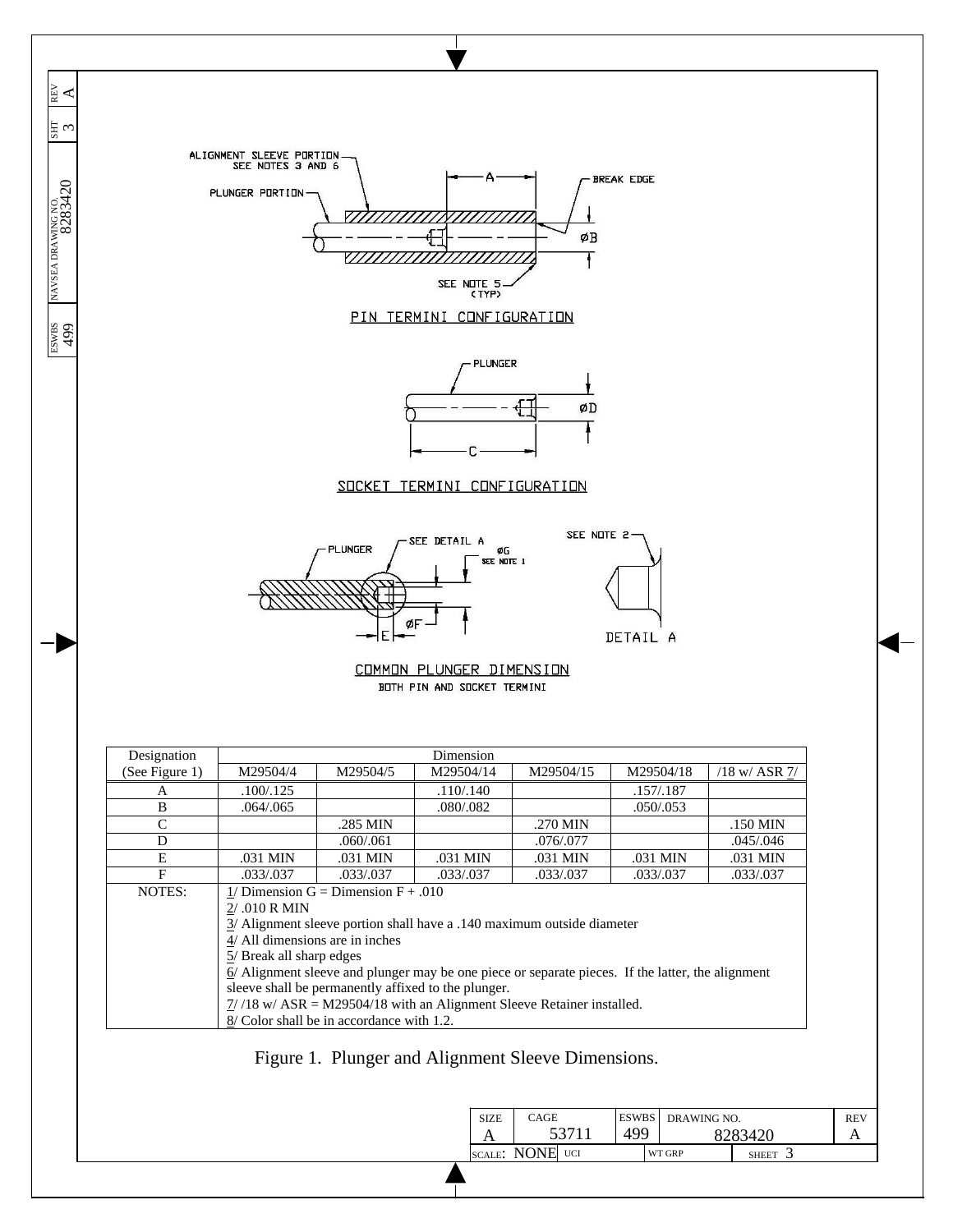ALIGNMENT SLEEVE PORTION SEE NOTES 3 AND 6

PLUNGER PORTION

BREAK EDGE

A

ØB

SEE NOTE 5 (TYP)

PIN TERMINI CONFIGURATION

PLUNGER

ØD

C

SOCKET TERMINI CONFIGURATION

PLUNGER

SEE DETAIL A

ØG SEE NOTE 1

SEE NOTE 2

ØF

E

DETAIL A

COMMON PLUNGER DIMENSION

BOTH PIN AND SOCKET TERMINI

| Designation (See Figure 1) | Dimension | | | | | |
|---|---|---|---|---|---|---|
| | M29504/4 | M29504/5 | M29504/14 | M29504/15 | M29504/18 | /18 w/ ASR 7/ |
| A | .100/.125 | | .110/.140 | | .157/.187 | |
| B | .064/.065 | | .080/.082 | | .050/.053 | |
| C | | .285 MIN | | .270 MIN | | .150 MIN |
| D | | .060/.061 | | .076/.077 | | .045/.046 |
| E | .031 MIN | .031 MIN | .031 MIN | .031 MIN | .031 MIN | .031 MIN |
| F | .033/.037 | .033/.037 | .033/.037 | .033/.037 | .033/.037 | .033/.037 |

NOTES:

1/ Dimension G = Dimension F + .010

2/ .010 R MIN

3/ Alignment sleeve portion shall have a .140 maximum outside diameter

4/ All dimensions are in inches

5/ Break all sharp edges

6/ Alignment sleeve and plunger may be one piece or separate pieces. If the latter, the alignment sleeve shall be permanently affixed to the plunger.

7/ /18 w/ ASR = M29504/18 with an Alignment Sleeve Retainer installed.

8/ Color shall be in accordance with 1.2.

Figure 1. Plunger and Alignment Sleeve Dimensions.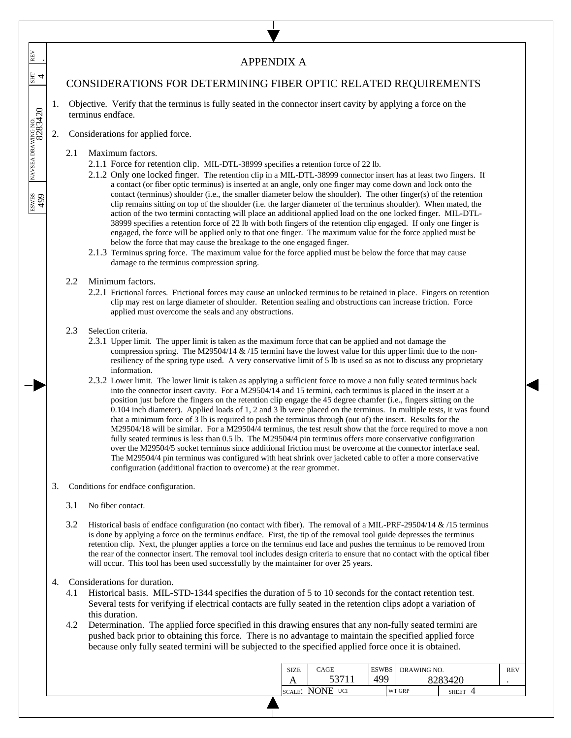# APPENDIX A

## CONSIDERATIONS FOR DETERMINING FIBER OPTIC RELATED REQUIREMENTS

1. Objective. Verify that the terminus is fully seated in the connector insert cavity by applying a force on the terminus endface.

2. Considerations for applied force.

   2.1 Maximum factors.

   2.1.1 Force for retention clip. MIL-DTL-38999 specifies a retention force of 22 lb.

   2.1.2 Only one locked finger. The retention clip in a MIL-DTL-38999 connector insert has at least two fingers. If a contact (or fiber optic terminus) is inserted at an angle, only one finger may come down and lock onto the contact (terminus) shoulder (i.e., the smaller diameter below the shoulder). The other finger(s) of the retention clip remains sitting on top of the shoulder (i.e. the larger diameter of the terminus shoulder). When mated, the action of the two termini contacting will place an additional applied load on the one locked finger. MIL-DTL-38999 specifies a retention force of 22 lb with both fingers of the retention clip engaged. If only one finger is engaged, the force will be applied only to that one finger. The maximum value for the force applied must be below the force that may cause the breakage to the one engaged finger.

   2.1.3 Terminus spring force. The maximum value for the force applied must be below the force that may cause damage to the terminus compression spring.

   2.2 Minimum factors.

   2.2.1 Frictional forces. Frictional forces may cause an unlocked terminus to be retained in place. Fingers on retention clip may rest on large diameter of shoulder. Retention sealing and obstructions can increase friction. Force applied must overcome the seals and any obstructions.

   2.3 Selection criteria.

   2.3.1 Upper limit. The upper limit is taken as the maximum force that can be applied and not damage the compression spring. The M29504/14 & /15 termini have the lowest value for this upper limit due to the non-resiliency of the spring type used. A very conservative limit of 5 lb is used so as not to discuss any proprietary information.

   2.3.2 Lower limit. The lower limit is taken as applying a sufficient force to move a non fully seated terminus back into the connector insert cavity. For a M29504/14 and 15 termini, each terminus is placed in the insert at a position just before the fingers on the retention clip engage the 45 degree chamfer (i.e., fingers sitting on the 0.104 inch diameter). Applied loads of 1, 2 and 3 lb were placed on the terminus. In multiple tests, it was found that a minimum force of 3 lb is required to push the terminus through (out of) the insert. Results for the M29504/18 will be similar. For a M29504/4 terminus, the test result show that the force required to move a non fully seated terminus is less than 0.5 lb. The M29504/4 pin terminus offers more conservative configuration over the M29504/5 socket terminus since additional friction must be overcome at the connector interface seal. The M29504/4 pin terminus was configured with heat shrink over jacketed cable to offer a more conservative configuration (additional fraction to overcome) at the rear grommet.

3. Conditions for endface configuration.

   3.1 No fiber contact.

   3.2 Historical basis of endface configuration (no contact with fiber). The removal of a MIL-PRF-29504/14 & /15 terminus is done by applying a force on the terminus endface. First, the tip of the removal tool guide depresses the terminus retention clip. Next, the plunger applies a force on the terminus end face and pushes the terminus to be removed from the rear of the connector insert. The removal tool includes design criteria to ensure that no contact with the optical fiber will occur. This tool has been used successfully by the maintainer for over 25 years.

4. Considerations for duration.

   4.1 Historical basis. MIL-STD-1344 specifies the duration of 5 to 10 seconds for the contact retention test. Several tests for verifying if electrical contacts are fully seated in the retention clips adopt a variation of this duration.

   4.2 Determination. The applied force specified in this drawing ensures that any non-fully seated termini are pushed back prior to obtaining this force. There is no advantage to maintain the specified applied force because only fully seated termini will be subjected to the specified applied force once it is obtained.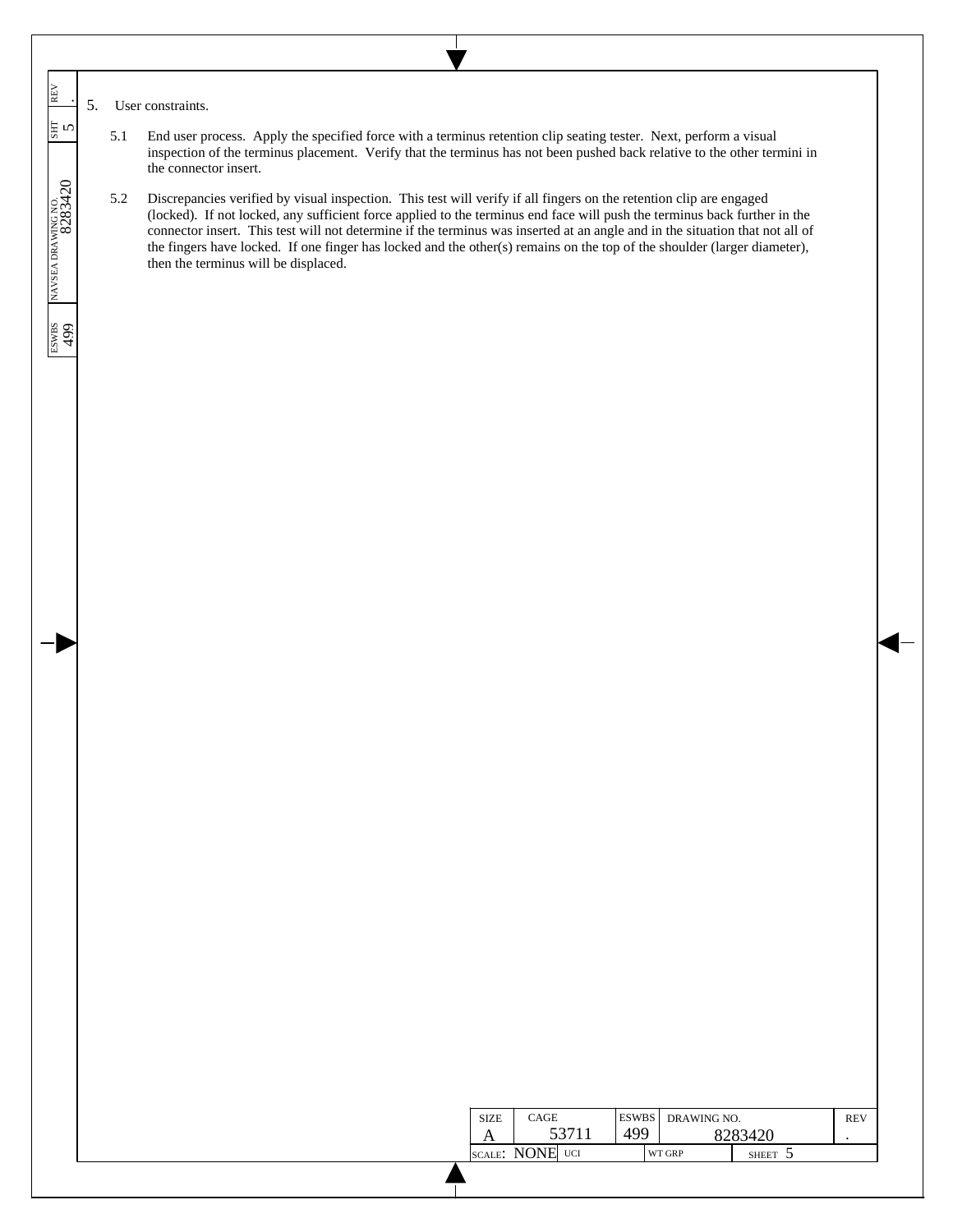5. User constraints.

5.1 End user process. Apply the specified force with a terminus retention clip seating tester. Next, perform a visual inspection of the terminus placement. Verify that the terminus has not been pushed back relative to the other termini in the connector insert.

5.2 Discrepancies verified by visual inspection. This test will verify if all fingers on the retention clip are engaged (locked). If not locked, any sufficient force applied to the terminus end face will push the terminus back further in the connector insert. This test will not determine if the terminus was inserted at an angle and in the situation that not all of the fingers have locked. If one finger has locked and the other(s) remains on the top of the shoulder (larger diameter), then the terminus will be displaced.